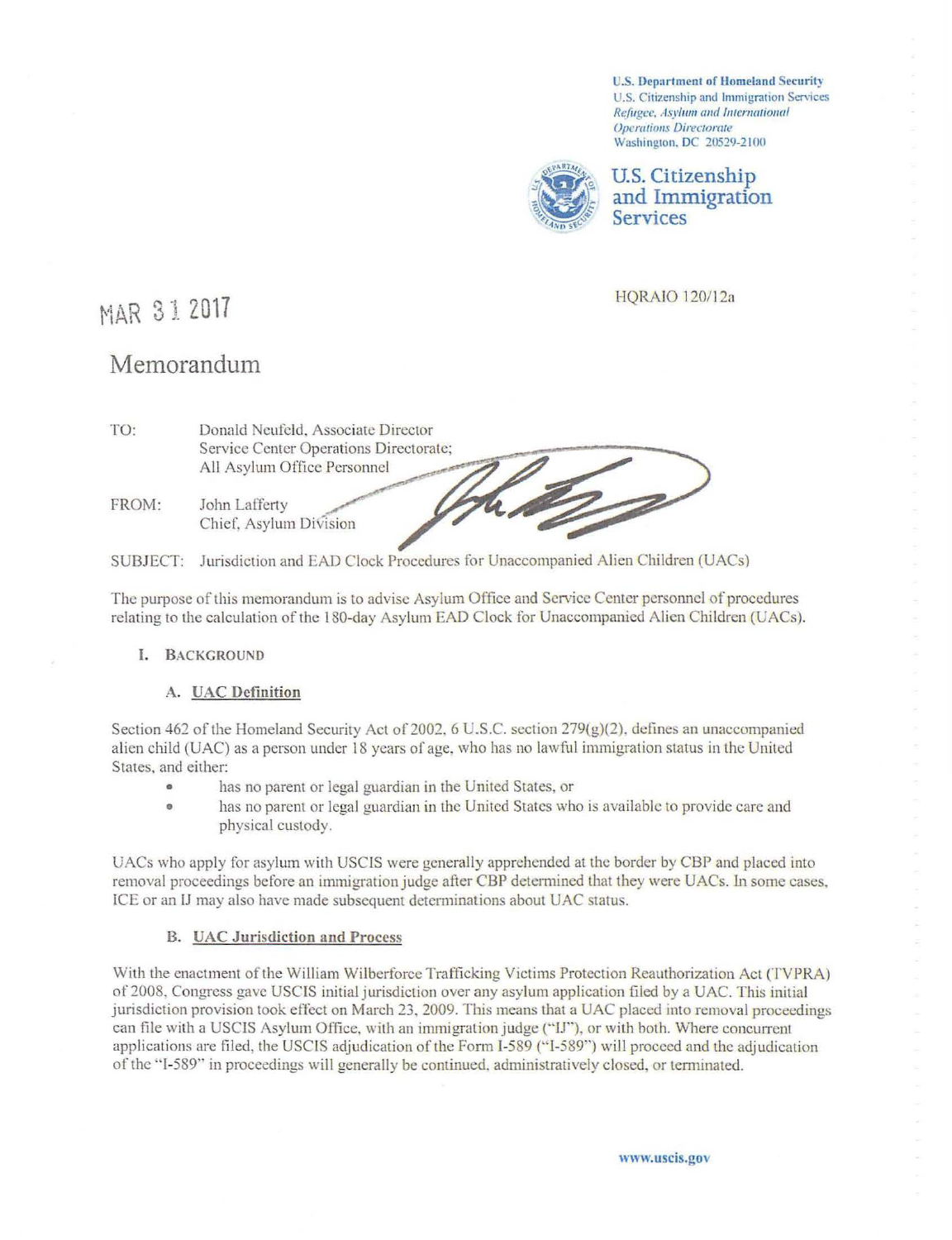U.S. Department of Homeland Security
U.S. Citizenship and Immigration Services
*Refugee, Asylum and International Operations Directorate*
Washington, DC 20529-2100

**U.S. Citizenship and Immigration Services**

HQRAIO 120/12a

MAR 31 2017

# Memorandum

TO: Donald Neufeld, Associate Director
Service Center Operations Directorate;
All Asylum Office Personnel

FROM: John Lafferty
Chief, Asylum Division

SUBJECT: Jurisdiction and EAD Clock Procedures for Unaccompanied Alien Children (UACs)

The purpose of this memorandum is to advise Asylum Office and Service Center personnel of procedures relating to the calculation of the 180-day Asylum EAD Clock for Unaccompanied Alien Children (UACs).

## I. Background

### A. UAC Definition

Section 462 of the Homeland Security Act of 2002, 6 U.S.C. section 279(g)(2), defines an unaccompanied alien child (UAC) as a person under 18 years of age, who has no lawful immigration status in the United States, and either:

- has no parent or legal guardian in the United States, or
- has no parent or legal guardian in the United States who is available to provide care and physical custody.

UACs who apply for asylum with USCIS were generally apprehended at the border by CBP and placed into removal proceedings before an immigration judge after CBP determined that they were UACs. In some cases, ICE or an IJ may also have made subsequent determinations about UAC status.

### B. UAC Jurisdiction and Process

With the enactment of the William Wilberforce Trafficking Victims Protection Reauthorization Act (TVPRA) of 2008, Congress gave USCIS initial jurisdiction over any asylum application filed by a UAC. This initial jurisdiction provision took effect on March 23, 2009. This means that a UAC placed into removal proceedings can file with a USCIS Asylum Office, with an immigration judge ("IJ"), or with both. Where concurrent applications are filed, the USCIS adjudication of the Form I-589 ("I-589") will proceed and the adjudication of the "I-589" in proceedings will generally be continued, administratively closed, or terminated.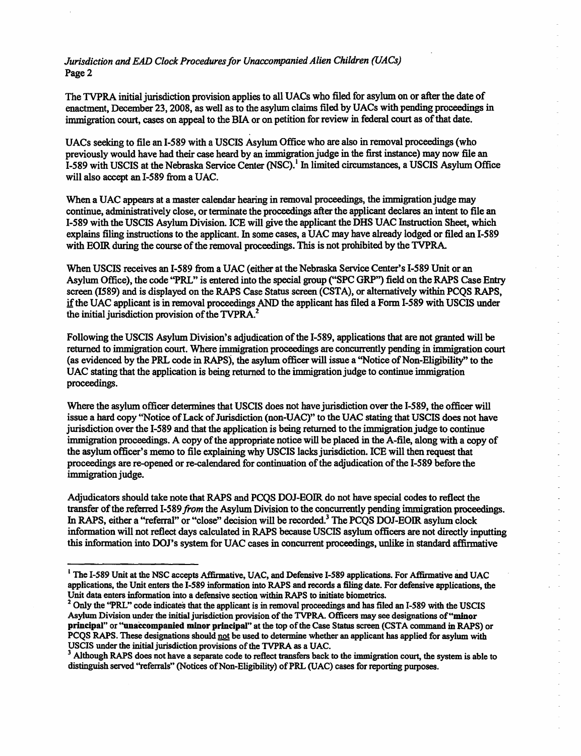The TVPRA initial jurisdiction provision applies to all UACs who filed for asylum on or after the date of enactment, December 23, 2008, as well as to the asylum claims filed by UACs with pending proceedings in immigration court, cases on appeal to the BIA or on petition for review in federal court as of that date.

UACs seeking to file an I-589 with a USCIS Asylum Office who are also in removal proceedings (who previously would have had their case heard by an immigration judge in the first instance) may now file an I-589 with USCIS at the Nebraska Service Center (NSC).[1] In limited circumstances, a USCIS Asylum Office will also accept an I-589 from a UAC.

When a UAC appears at a master calendar hearing in removal proceedings, the immigration judge may continue, administratively close, or terminate the proceedings after the applicant declares an intent to file an I-589 with the USCIS Asylum Division. ICE will give the applicant the DHS UAC Instruction Sheet, which explains filing instructions to the applicant. In some cases, a UAC may have already lodged or filed an I-589 with EOIR during the course of the removal proceedings. This is not prohibited by the TVPRA.

When USCIS receives an I-589 from a UAC (either at the Nebraska Service Center's I-589 Unit or an Asylum Office), the code "PRL" is entered into the special group ("SPC GRP") field on the RAPS Case Entry screen (I589) and is displayed on the RAPS Case Status screen (CSTA), or alternatively within PCQS RAPS, if the UAC applicant is in removal proceedings AND the applicant has filed a Form I-589 with USCIS under the initial jurisdiction provision of the TVPRA.[2]

Following the USCIS Asylum Division's adjudication of the I-589, applications that are not granted will be returned to immigration court. Where immigration proceedings are concurrently pending in immigration court (as evidenced by the PRL code in RAPS), the asylum officer will issue a "Notice of Non-Eligibility" to the UAC stating that the application is being returned to the immigration judge to continue immigration proceedings.

Where the asylum officer determines that USCIS does not have jurisdiction over the I-589, the officer will issue a hard copy "Notice of Lack of Jurisdiction (non-UAC)" to the UAC stating that USCIS does not have jurisdiction over the I-589 and that the application is being returned to the immigration judge to continue immigration proceedings. A copy of the appropriate notice will be placed in the A-file, along with a copy of the asylum officer's memo to file explaining why USCIS lacks jurisdiction. ICE will then request that proceedings are re-opened or re-calendared for continuation of the adjudication of the I-589 before the immigration judge.

Adjudicators should take note that RAPS and PCQS DOJ-EOIR do not have special codes to reflect the transfer of the referred I-589 *from* the Asylum Division to the concurrently pending immigration proceedings. In RAPS, either a "referral" or "close" decision will be recorded.[3] The PCQS DOJ-EOIR asylum clock information will not reflect days calculated in RAPS because USCIS asylum officers are not directly inputting this information into DOJ's system for UAC cases in concurrent proceedings, unlike in standard affirmative

---

[1] The I-589 Unit at the NSC accepts Affirmative, UAC, and Defensive I-589 applications. For Affirmative and UAC applications, the Unit enters the I-589 information into RAPS and records a filing date. For defensive applications, the Unit data enters information into a defensive section within RAPS to initiate biometrics.

[2] Only the "PRL" code indicates that the applicant is in removal proceedings and has filed an I-589 with the USCIS Asylum Division under the initial jurisdiction provision of the TVPRA. Officers may see designations of "**minor principal**" or "**unaccompanied minor principal**" at the top of the Case Status screen (CSTA command in RAPS) or PCQS RAPS. These designations should not be used to determine whether an applicant has applied for asylum with USCIS under the initial jurisdiction provisions of the TVPRA as a UAC.

[3] Although RAPS does not have a separate code to reflect transfers back to the immigration court, the system is able to distinguish served "referrals" (Notices of Non-Eligibility) of PRL (UAC) cases for reporting purposes.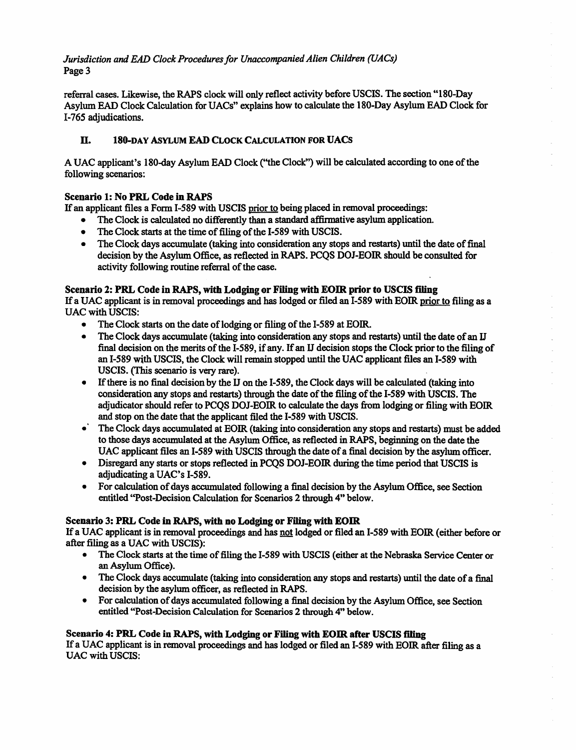referral cases. Likewise, the RAPS clock will only reflect activity before USCIS. The section "180-Day Asylum EAD Clock Calculation for UACs" explains how to calculate the 180-Day Asylum EAD Clock for I-765 adjudications.

## II. 180-Day Asylum EAD Clock Calculation for UACs

A UAC applicant's 180-day Asylum EAD Clock ("the Clock") will be calculated according to one of the following scenarios:

**Scenario 1: No PRL Code in RAPS**

If an applicant files a Form I-589 with USCIS prior to being placed in removal proceedings:

- The Clock is calculated no differently than a standard affirmative asylum application.
- The Clock starts at the time of filing of the I-589 with USCIS.
- The Clock days accumulate (taking into consideration any stops and restarts) until the date of final decision by the Asylum Office, as reflected in RAPS. PCQS DOJ-EOIR should be consulted for activity following routine referral of the case.

**Scenario 2: PRL Code in RAPS, with Lodging or Filing with EOIR prior to USCIS filing**

If a UAC applicant is in removal proceedings and has lodged or filed an I-589 with EOIR prior to filing as a UAC with USCIS:

- The Clock starts on the date of lodging or filing of the I-589 at EOIR.
- The Clock days accumulate (taking into consideration any stops and restarts) until the date of an IJ final decision on the merits of the I-589, if any. If an IJ decision stops the Clock prior to the filing of an I-589 with USCIS, the Clock will remain stopped until the UAC applicant files an I-589 with USCIS. (This scenario is very rare).
- If there is no final decision by the IJ on the I-589, the Clock days will be calculated (taking into consideration any stops and restarts) through the date of the filing of the I-589 with USCIS. The adjudicator should refer to PCQS DOJ-EOIR to calculate the days from lodging or filing with EOIR and stop on the date that the applicant filed the I-589 with USCIS.
- The Clock days accumulated at EOIR (taking into consideration any stops and restarts) must be added to those days accumulated at the Asylum Office, as reflected in RAPS, beginning on the date the UAC applicant files an I-589 with USCIS through the date of a final decision by the asylum officer.
- Disregard any starts or stops reflected in PCQS DOJ-EOIR during the time period that USCIS is adjudicating a UAC's I-589.
- For calculation of days accumulated following a final decision by the Asylum Office, see Section entitled "Post-Decision Calculation for Scenarios 2 through 4" below.

**Scenario 3: PRL Code in RAPS, with no Lodging or Filing with EOIR**

If a UAC applicant is in removal proceedings and has not lodged or filed an I-589 with EOIR (either before or after filing as a UAC with USCIS):

- The Clock starts at the time of filing the I-589 with USCIS (either at the Nebraska Service Center or an Asylum Office).
- The Clock days accumulate (taking into consideration any stops and restarts) until the date of a final decision by the asylum officer, as reflected in RAPS.
- For calculation of days accumulated following a final decision by the Asylum Office, see Section entitled "Post-Decision Calculation for Scenarios 2 through 4" below.

**Scenario 4: PRL Code in RAPS, with Lodging or Filing with EOIR after USCIS filing**

If a UAC applicant is in removal proceedings and has lodged or filed an I-589 with EOIR after filing as a UAC with USCIS: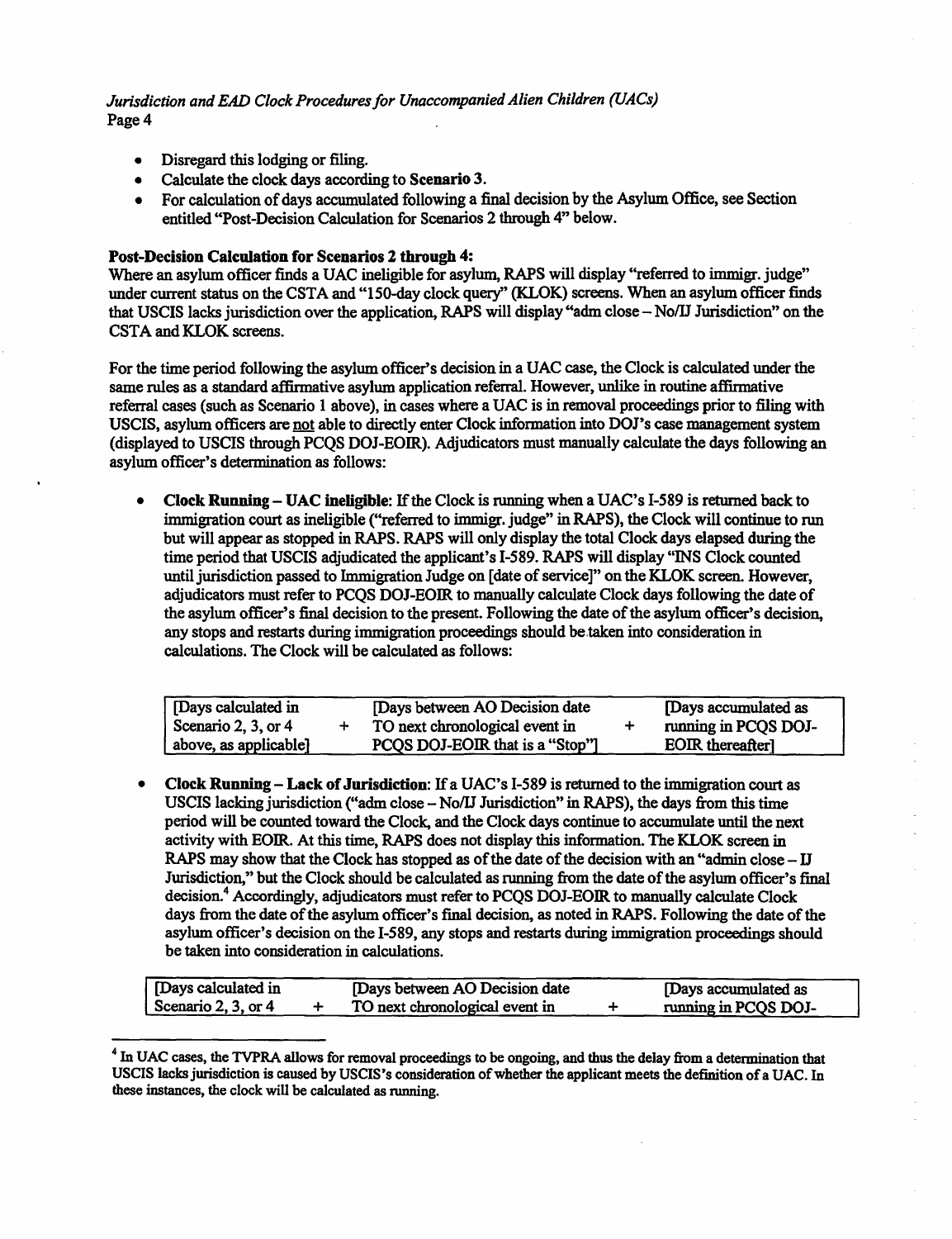- Disregard this lodging or filing.
- Calculate the clock days according to **Scenario 3**.
- For calculation of days accumulated following a final decision by the Asylum Office, see Section entitled "Post-Decision Calculation for Scenarios 2 through 4" below.

**Post-Decision Calculation for Scenarios 2 through 4:**
Where an asylum officer finds a UAC ineligible for asylum, RAPS will display "referred to immigr. judge" under current status on the CSTA and "150-day clock query" (KLOK) screens. When an asylum officer finds that USCIS lacks jurisdiction over the application, RAPS will display "adm close – No/IJ Jurisdiction" on the CSTA and KLOK screens.

For the time period following the asylum officer's decision in a UAC case, the Clock is calculated under the same rules as a standard affirmative asylum application referral. However, unlike in routine affirmative referral cases (such as Scenario 1 above), in cases where a UAC is in removal proceedings prior to filing with USCIS, asylum officers are <u>not</u> able to directly enter Clock information into DOJ's case management system (displayed to USCIS through PCQS DOJ-EOIR). Adjudicators must manually calculate the days following an asylum officer's determination as follows:

- **Clock Running – UAC ineligible**: If the Clock is running when a UAC's I-589 is returned back to immigration court as ineligible ("referred to immigr. judge" in RAPS), the Clock will continue to run but will appear as stopped in RAPS. RAPS will only display the total Clock days elapsed during the time period that USCIS adjudicated the applicant's I-589. RAPS will display "INS Clock counted until jurisdiction passed to Immigration Judge on [date of service]" on the KLOK screen. However, adjudicators must refer to PCQS DOJ-EOIR to manually calculate Clock days following the date of the asylum officer's final decision to the present. Following the date of the asylum officer's decision, any stops and restarts during immigration proceedings should be taken into consideration in calculations. The Clock will be calculated as follows:

| [Days calculated in Scenario 2, 3, or 4 above, as applicable] | + | [Days between AO Decision date TO next chronological event in PCQS DOJ-EOIR that is a "Stop"] | + | [Days accumulated as running in PCQS DOJ-EOIR thereafter] |
|---|---|---|---|---|

- **Clock Running – Lack of Jurisdiction**: If a UAC's I-589 is returned to the immigration court as USCIS lacking jurisdiction ("adm close – No/IJ Jurisdiction" in RAPS), the days from this time period will be counted toward the Clock, and the Clock days continue to accumulate until the next activity with EOIR. At this time, RAPS does not display this information. The KLOK screen in RAPS may show that the Clock has stopped as of the date of the decision with an "admin close – IJ Jurisdiction," but the Clock should be calculated as running from the date of the asylum officer's final decision.[4] Accordingly, adjudicators must refer to PCQS DOJ-EOIR to manually calculate Clock days from the date of the asylum officer's final decision, as noted in RAPS. Following the date of the asylum officer's decision on the I-589, any stops and restarts during immigration proceedings should be taken into consideration in calculations.

| [Days calculated in Scenario 2, 3, or 4 | + | [Days between AO Decision date TO next chronological event in | + | [Days accumulated as running in PCQS DOJ- |
|---|---|---|---|---|

[4] In UAC cases, the TVPRA allows for removal proceedings to be ongoing, and thus the delay from a determination that USCIS lacks jurisdiction is caused by USCIS's consideration of whether the applicant meets the definition of a UAC. In these instances, the clock will be calculated as running.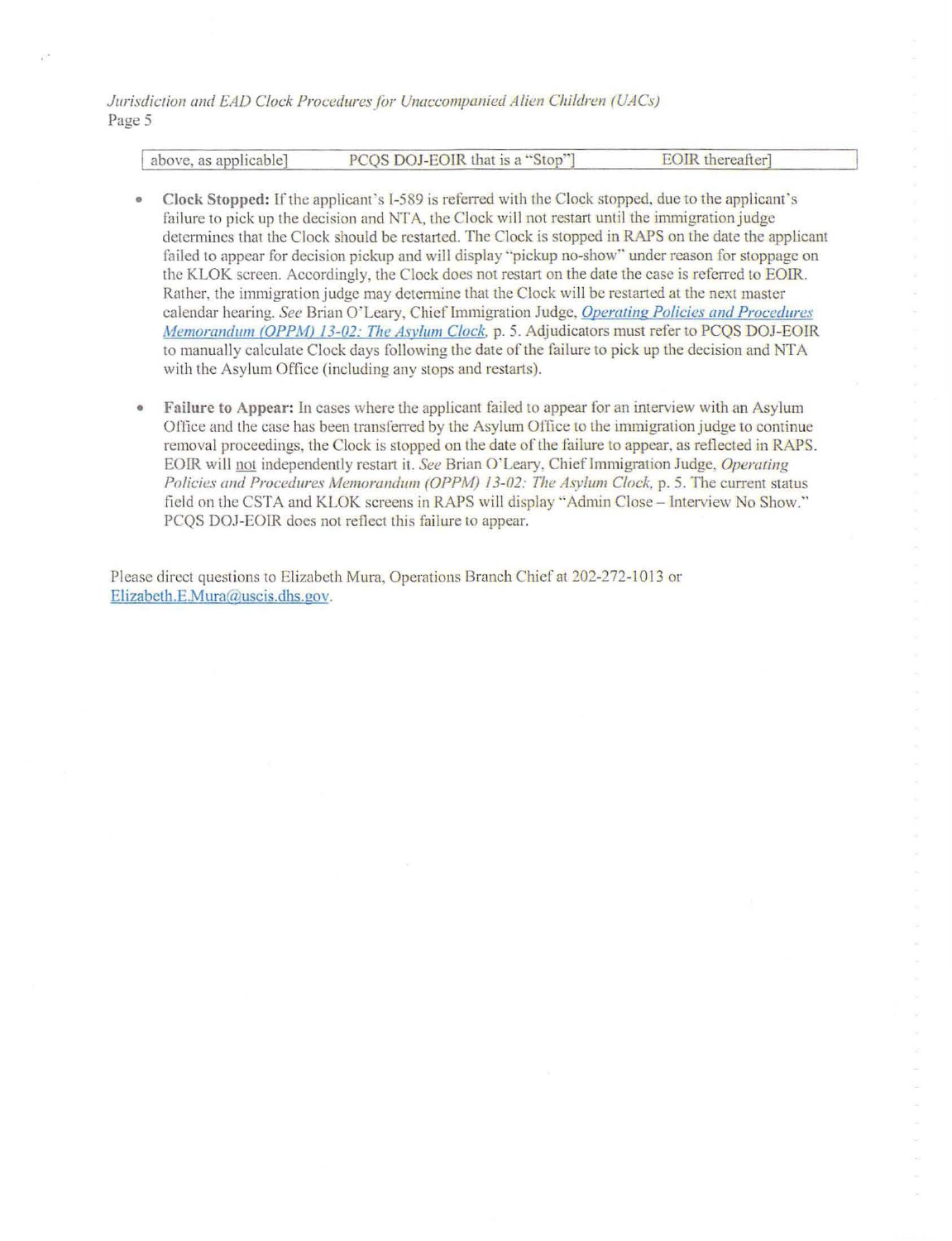| | | |
|---|---|---|
| above, as applicable] | PCQS DOJ-EOIR that is a "Stop"] | EOIR thereafter] |

- **Clock Stopped:** If the applicant's I-589 is referred with the Clock stopped, due to the applicant's failure to pick up the decision and NTA, the Clock will not restart until the immigration judge determines that the Clock should be restarted. The Clock is stopped in RAPS on the date the applicant failed to appear for decision pickup and will display "pickup no-show" under reason for stoppage on the KLOK screen. Accordingly, the Clock does not restart on the date the case is referred to EOIR. Rather, the immigration judge may determine that the Clock will be restarted at the next master calendar hearing. *See* Brian O'Leary, Chief Immigration Judge, *Operating Policies and Procedures Memorandum (OPPM) 13-02: The Asylum Clock*, p. 5. Adjudicators must refer to PCQS DOJ-EOIR to manually calculate Clock days following the date of the failure to pick up the decision and NTA with the Asylum Office (including any stops and restarts).

- **Failure to Appear:** In cases where the applicant failed to appear for an interview with an Asylum Office and the case has been transferred by the Asylum Office to the immigration judge to continue removal proceedings, the Clock is stopped on the date of the failure to appear, as reflected in RAPS. EOIR will not independently restart it. *See* Brian O'Leary, Chief Immigration Judge, *Operating Policies and Procedures Memorandum (OPPM) 13-02: The Asylum Clock*, p. 5. The current status field on the CSTA and KLOK screens in RAPS will display "Admin Close – Interview No Show." PCQS DOJ-EOIR does not reflect this failure to appear.

Please direct questions to Elizabeth Mura, Operations Branch Chief at 202-272-1013 or Elizabeth.E.Mura@uscis.dhs.gov.